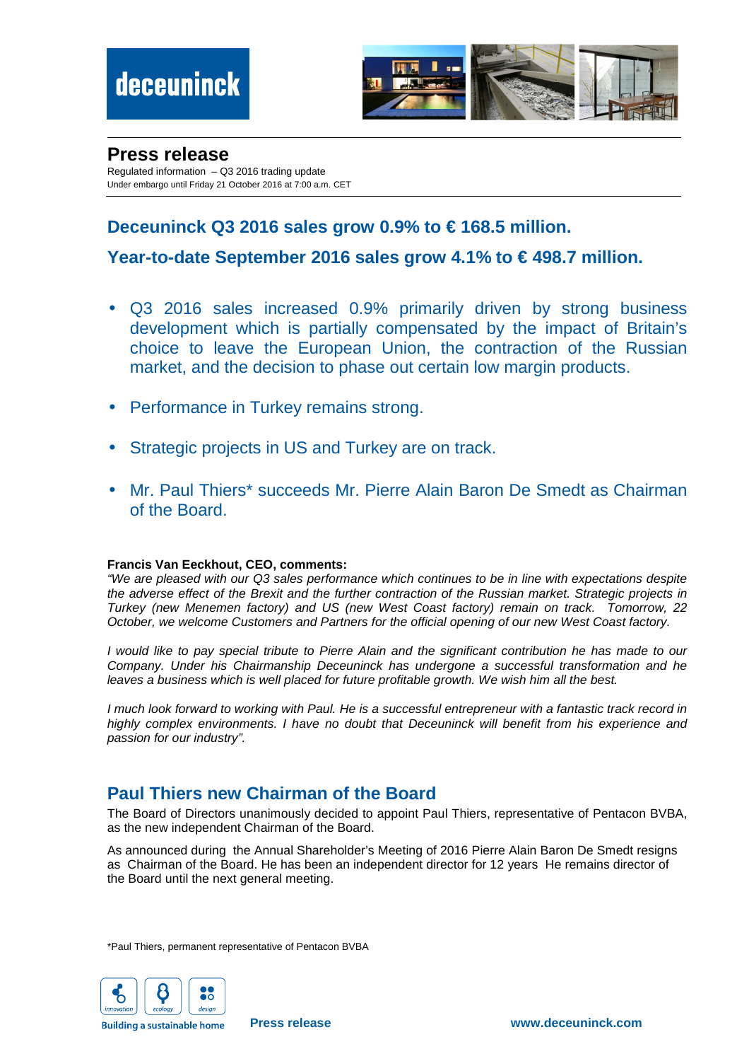# Press release

Regulated information – Q3 2016 trading update
Under embargo until Friday 21 October 2016 at 7:00 a.m. CET

## Deceuninck Q3 2016 sales grow 0.9% to € 168.5 million.

## Year-to-date September 2016 sales grow 4.1% to € 498.7 million.

- Q3 2016 sales increased 0.9% primarily driven by strong business development which is partially compensated by the impact of Britain's choice to leave the European Union, the contraction of the Russian market, and the decision to phase out certain low margin products.
- Performance in Turkey remains strong.
- Strategic projects in US and Turkey are on track.
- Mr. Paul Thiers* succeeds Mr. Pierre Alain Baron De Smedt as Chairman of the Board.

**Francis Van Eeckhout, CEO, comments:**

*"We are pleased with our Q3 sales performance which continues to be in line with expectations despite the adverse effect of the Brexit and the further contraction of the Russian market. Strategic projects in Turkey (new Menemen factory) and US (new West Coast factory) remain on track. Tomorrow, 22 October, we welcome Customers and Partners for the official opening of our new West Coast factory.*

*I would like to pay special tribute to Pierre Alain and the significant contribution he has made to our Company. Under his Chairmanship Deceuninck has undergone a successful transformation and he leaves a business which is well placed for future profitable growth. We wish him all the best.*

*I much look forward to working with Paul. He is a successful entrepreneur with a fantastic track record in highly complex environments. I have no doubt that Deceuninck will benefit from his experience and passion for our industry".*

## Paul Thiers new Chairman of the Board

The Board of Directors unanimously decided to appoint Paul Thiers, representative of Pentacon BVBA, as the new independent Chairman of the Board.

As announced during the Annual Shareholder's Meeting of 2016 Pierre Alain Baron De Smedt resigns as Chairman of the Board. He has been an independent director for 12 years He remains director of the Board until the next general meeting.

*Paul Thiers, permanent representative of Pentacon BVBA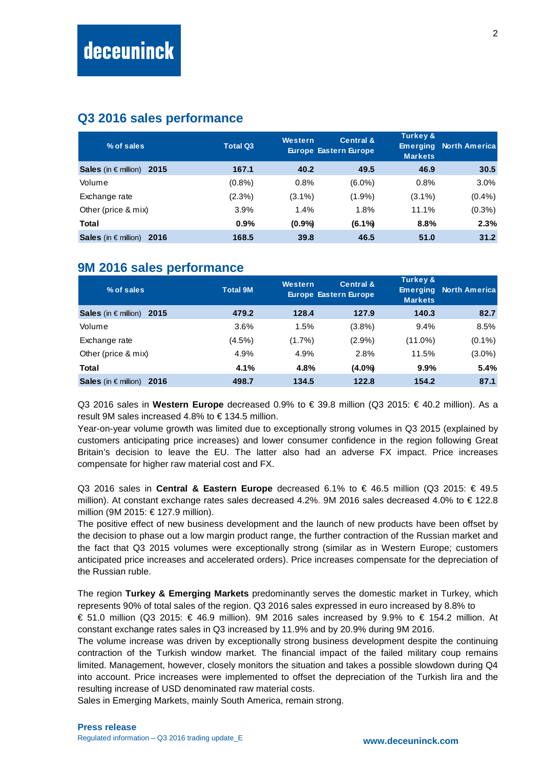## Q3 2016 sales performance

| % of sales | Total Q3 | Western Europe | Central & Eastern Europe | Turkey & Emerging Markets | North America |
|---|---|---|---|---|---|
| **Sales** (in € million) **2015** | **167.1** | **40.2** | **49.5** | **46.9** | **30.5** |
| Volume | (0.8%) | 0.8% | (6.0%) | 0.8% | 3.0% |
| Exchange rate | (2.3%) | (3.1%) | (1.9%) | (3.1%) | (0.4%) |
| Other (price & mix) | 3.9% | 1.4% | 1.8% | 11.1% | (0.3%) |
| **Total** | **0.9%** | **(0.9%)** | **(6.1%)** | **8.8%** | **2.3%** |
| **Sales** (in € million) **2016** | **168.5** | **39.8** | **46.5** | **51.0** | **31.2** |

## 9M 2016 sales performance

| % of sales | Total 9M | Western Europe | Central & Eastern Europe | Turkey & Emerging Markets | North America |
|---|---|---|---|---|---|
| **Sales** (in € million) **2015** | **479.2** | **128.4** | **127.9** | **140.3** | **82.7** |
| Volume | 3.6% | 1.5% | (3.8%) | 9.4% | 8.5% |
| Exchange rate | (4.5%) | (1.7%) | (2.9%) | (11.0%) | (0.1%) |
| Other (price & mix) | 4.9% | 4.9% | 2.8% | 11.5% | (3.0%) |
| **Total** | **4.1%** | **4.8%** | **(4.0%)** | **9.9%** | **5.4%** |
| **Sales** (in € million) **2016** | **498.7** | **134.5** | **122.8** | **154.2** | **87.1** |

Q3 2016 sales in **Western Europe** decreased 0.9% to € 39.8 million (Q3 2015: € 40.2 million). As a result 9M sales increased 4.8% to € 134.5 million.
Year-on-year volume growth was limited due to exceptionally strong volumes in Q3 2015 (explained by customers anticipating price increases) and lower consumer confidence in the region following Great Britain's decision to leave the EU. The latter also had an adverse FX impact. Price increases compensate for higher raw material cost and FX.

Q3 2016 sales in **Central & Eastern Europe** decreased 6.1% to € 46.5 million (Q3 2015: € 49.5 million). At constant exchange rates sales decreased 4.2%. 9M 2016 sales decreased 4.0% to € 122.8 million (9M 2015: € 127.9 million).
The positive effect of new business development and the launch of new products have been offset by the decision to phase out a low margin product range, the further contraction of the Russian market and the fact that Q3 2015 volumes were exceptionally strong (similar as in Western Europe; customers anticipated price increases and accelerated orders). Price increases compensate for the depreciation of the Russian ruble.

The region **Turkey & Emerging Markets** predominantly serves the domestic market in Turkey, which represents 90% of total sales of the region. Q3 2016 sales expressed in euro increased by 8.8% to € 51.0 million (Q3 2015: € 46.9 million). 9M 2016 sales increased by 9.9% to € 154.2 million. At constant exchange rates sales in Q3 increased by 11.9% and by 20.9% during 9M 2016.
The volume increase was driven by exceptionally strong business development despite the continuing contraction of the Turkish window market. The financial impact of the failed military coup remains limited. Management, however, closely monitors the situation and takes a possible slowdown during Q4 into account. Price increases were implemented to offset the depreciation of the Turkish lira and the resulting increase of USD denominated raw material costs.
Sales in Emerging Markets, mainly South America, remain strong.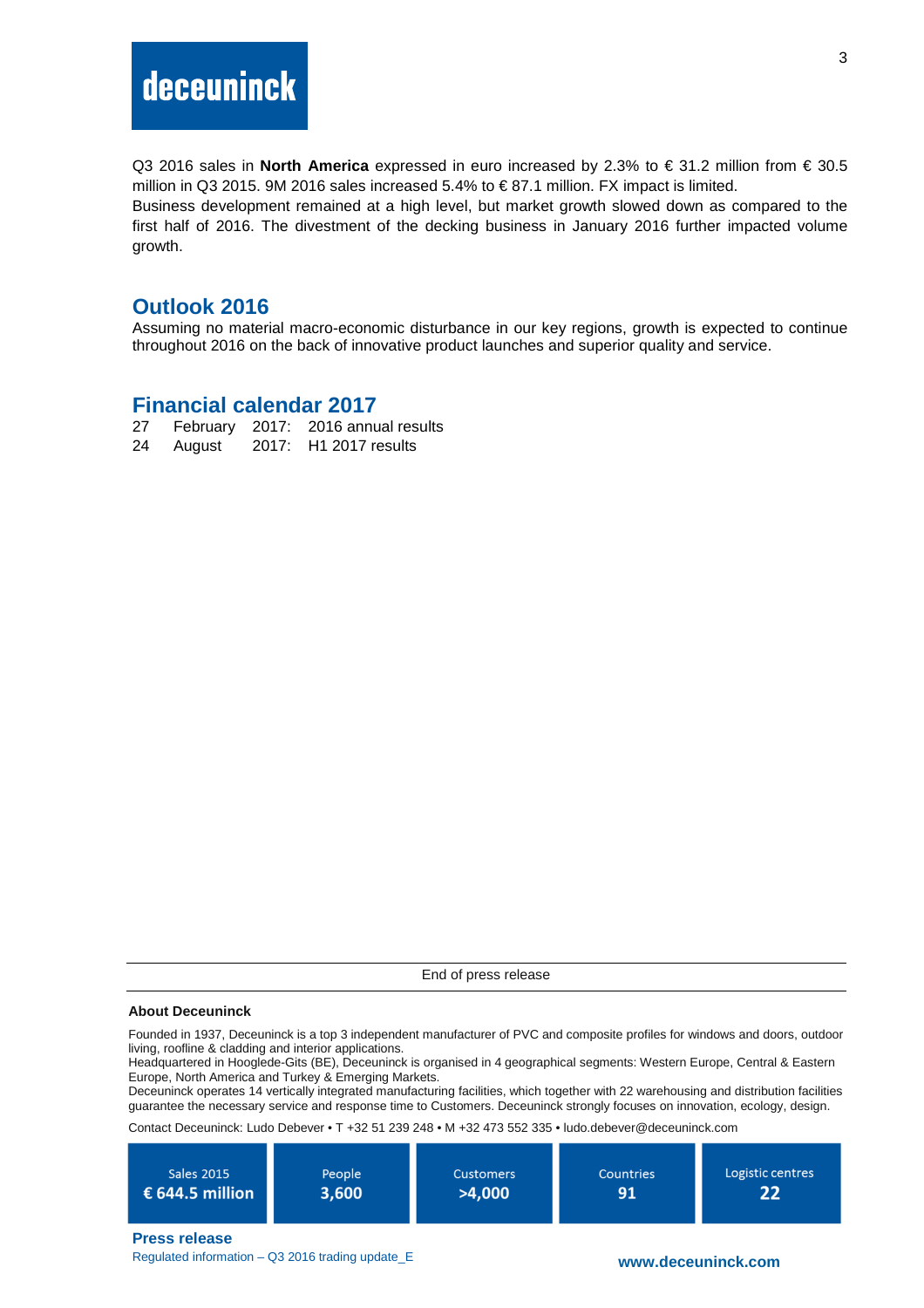Q3 2016 sales in **North America** expressed in euro increased by 2.3% to € 31.2 million from € 30.5 million in Q3 2015. 9M 2016 sales increased 5.4% to € 87.1 million. FX impact is limited.
Business development remained at a high level, but market growth slowed down as compared to the first half of 2016. The divestment of the decking business in January 2016 further impacted volume growth.

## Outlook 2016

Assuming no material macro-economic disturbance in our key regions, growth is expected to continue throughout 2016 on the back of innovative product launches and superior quality and service.

## Financial calendar 2017

| | | | |
|---|---|---|---|
| 27 | February | 2017: | 2016 annual results |
| 24 | August | 2017: | H1 2017 results |

End of press release

**About Deceuninck**

Founded in 1937, Deceuninck is a top 3 independent manufacturer of PVC and composite profiles for windows and doors, outdoor living, roofline & cladding and interior applications.
Headquartered in Hooglede-Gits (BE), Deceuninck is organised in 4 geographical segments: Western Europe, Central & Eastern Europe, North America and Turkey & Emerging Markets.
Deceuninck operates 14 vertically integrated manufacturing facilities, which together with 22 warehousing and distribution facilities guarantee the necessary service and response time to Customers. Deceuninck strongly focuses on innovation, ecology, design.

Contact Deceuninck: Ludo Debever • T +32 51 239 248 • M +32 473 552 335 • ludo.debever@deceuninck.com

| Sales 2015 | People | Customers | Countries | Logistic centres |
|---|---|---|---|---|
| € 644.5 million | 3,600 | >4,000 | 91 | 22 |

**Press release**
Regulated information – Q3 2016 trading update_E

**www.deceuninck.com**